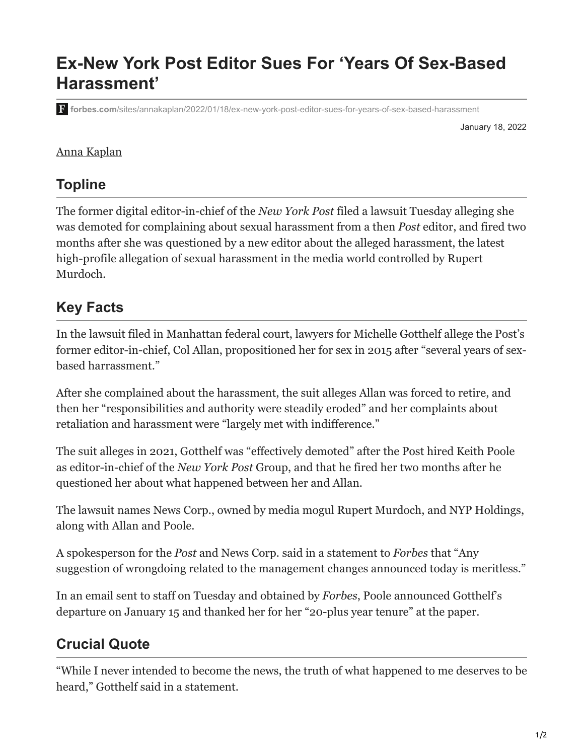# Ex-New York Post Editor Sues For 'Years Of Sex-Based Harassment'

forbes.com/sites/annakaplan/2022/01/18/ex-new-york-post-editor-sues-for-years-of-sex-based-harassment

January 18, 2022

Anna Kaplan

## Topline

The former digital editor-in-chief of the *New York Post* filed a lawsuit Tuesday alleging she was demoted for complaining about sexual harassment from a then *Post* editor, and fired two months after she was questioned by a new editor about the alleged harassment, the latest high-profile allegation of sexual harassment in the media world controlled by Rupert Murdoch.

## Key Facts

In the lawsuit filed in Manhattan federal court, lawyers for Michelle Gotthelf allege the Post's former editor-in-chief, Col Allan, propositioned her for sex in 2015 after "several years of sex-based harrassment."

After she complained about the harassment, the suit alleges Allan was forced to retire, and then her "responsibilities and authority were steadily eroded" and her complaints about retaliation and harassment were "largely met with indifference."

The suit alleges in 2021, Gotthelf was "effectively demoted" after the Post hired Keith Poole as editor-in-chief of the *New York Post* Group, and that he fired her two months after he questioned her about what happened between her and Allan.

The lawsuit names News Corp., owned by media mogul Rupert Murdoch, and NYP Holdings, along with Allan and Poole.

A spokesperson for the *Post* and News Corp. said in a statement to *Forbes* that "Any suggestion of wrongdoing related to the management changes announced today is meritless."

In an email sent to staff on Tuesday and obtained by *Forbes*, Poole announced Gotthelf's departure on January 15 and thanked her for her "20-plus year tenure" at the paper.

## Crucial Quote

"While I never intended to become the news, the truth of what happened to me deserves to be heard," Gotthelf said in a statement.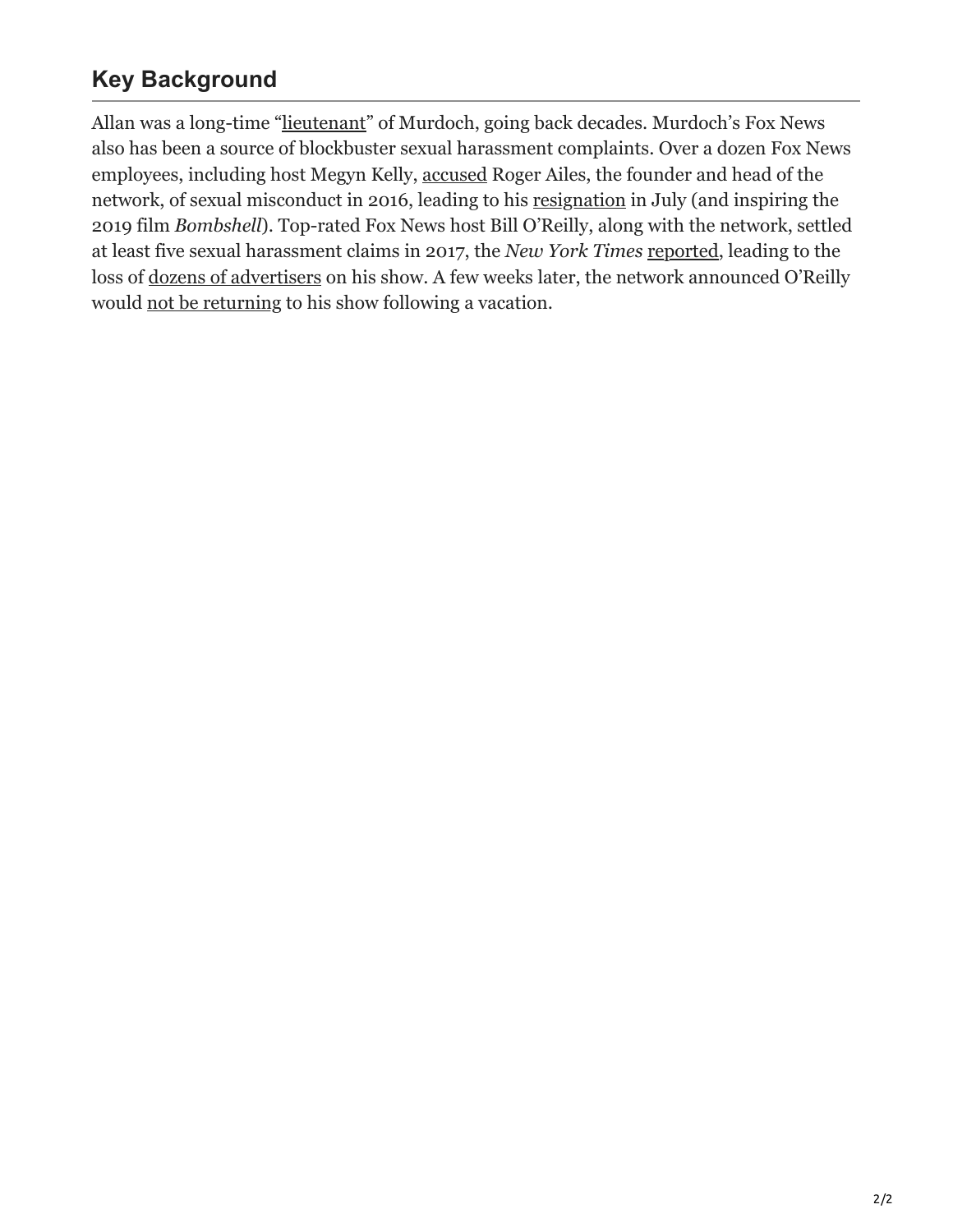## Key Background

Allan was a long-time "lieutenant" of Murdoch, going back decades. Murdoch's Fox News also has been a source of blockbuster sexual harassment complaints. Over a dozen Fox News employees, including host Megyn Kelly, accused Roger Ailes, the founder and head of the network, of sexual misconduct in 2016, leading to his resignation in July (and inspiring the 2019 film *Bombshell*). Top-rated Fox News host Bill O'Reilly, along with the network, settled at least five sexual harassment claims in 2017, the *New York Times* reported, leading to the loss of dozens of advertisers on his show. A few weeks later, the network announced O'Reilly would not be returning to his show following a vacation.